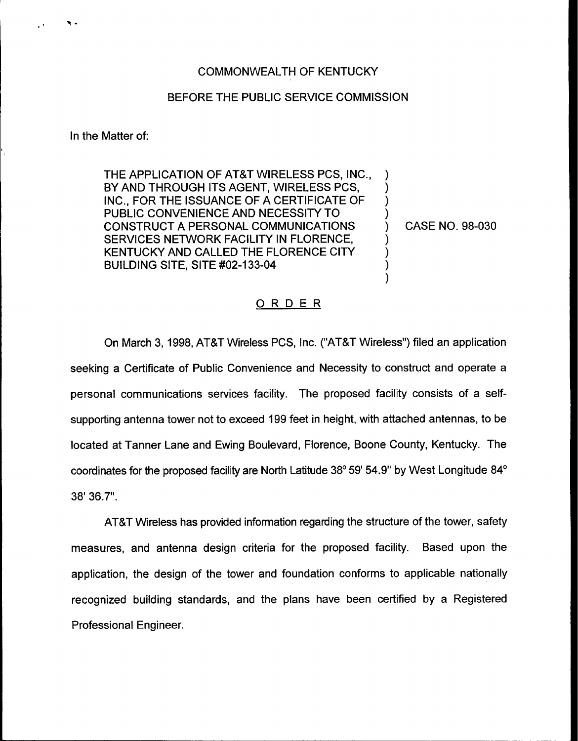COMMONWEALTH OF KENTUCKY

BEFORE THE PUBLIC SERVICE COMMISSION

In the Matter of:

| | | |
|---|---|---|
| THE APPLICATION OF AT&T WIRELESS PCS, INC., BY AND THROUGH ITS AGENT, WIRELESS PCS, INC., FOR THE ISSUANCE OF A CERTIFICATE OF PUBLIC CONVENIENCE AND NECESSITY TO CONSTRUCT A PERSONAL COMMUNICATIONS SERVICES NETWORK FACILITY IN FLORENCE, KENTUCKY AND CALLED THE FLORENCE CITY BUILDING SITE, SITE #02-133-04 | ) | CASE NO. 98-030 |

## ORDER

On March 3, 1998, AT&T Wireless PCS, Inc. ("AT&T Wireless") filed an application seeking a Certificate of Public Convenience and Necessity to construct and operate a personal communications services facility. The proposed facility consists of a self-supporting antenna tower not to exceed 199 feet in height, with attached antennas, to be located at Tanner Lane and Ewing Boulevard, Florence, Boone County, Kentucky. The coordinates for the proposed facility are North Latitude 38° 59' 54.9" by West Longitude 84° 38' 36.7".

AT&T Wireless has provided information regarding the structure of the tower, safety measures, and antenna design criteria for the proposed facility. Based upon the application, the design of the tower and foundation conforms to applicable nationally recognized building standards, and the plans have been certified by a Registered Professional Engineer.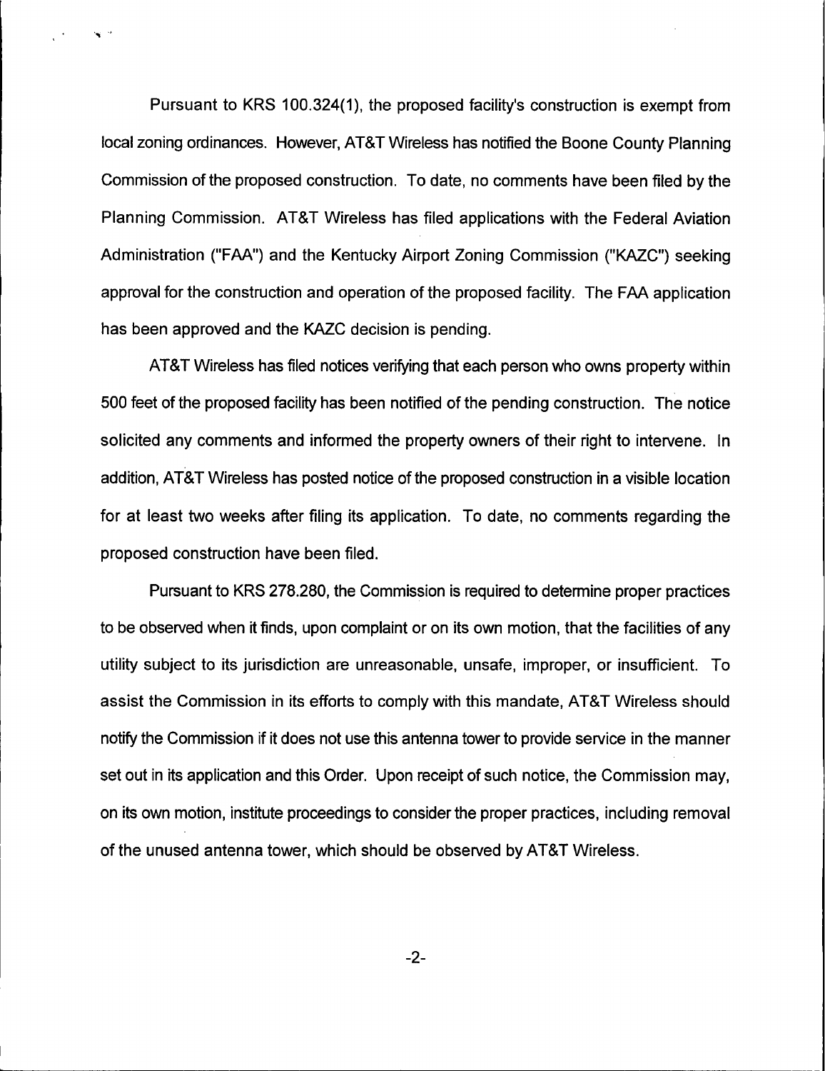Pursuant to KRS 100.324(1), the proposed facility's construction is exempt from local zoning ordinances. However, AT&T Wireless has notified the Boone County Planning Commission of the proposed construction. To date, no comments have been filed by the Planning Commission. AT&T Wireless has filed applications with the Federal Aviation Administration ("FAA") and the Kentucky Airport Zoning Commission ("KAZC") seeking approval for the construction and operation of the proposed facility. The FAA application has been approved and the KAZC decision is pending.

AT&T Wireless has filed notices verifying that each person who owns property within 500 feet of the proposed facility has been notified of the pending construction. The notice solicited any comments and informed the property owners of their right to intervene. In addition, AT&T Wireless has posted notice of the proposed construction in a visible location for at least two weeks after filing its application. To date, no comments regarding the proposed construction have been filed.

Pursuant to KRS 278.280, the Commission is required to determine proper practices to be observed when it finds, upon complaint or on its own motion, that the facilities of any utility subject to its jurisdiction are unreasonable, unsafe, improper, or insufficient. To assist the Commission in its efforts to comply with this mandate, AT&T Wireless should notify the Commission if it does not use this antenna tower to provide service in the manner set out in its application and this Order. Upon receipt of such notice, the Commission may, on its own motion, institute proceedings to consider the proper practices, including removal of the unused antenna tower, which should be observed by AT&T Wireless.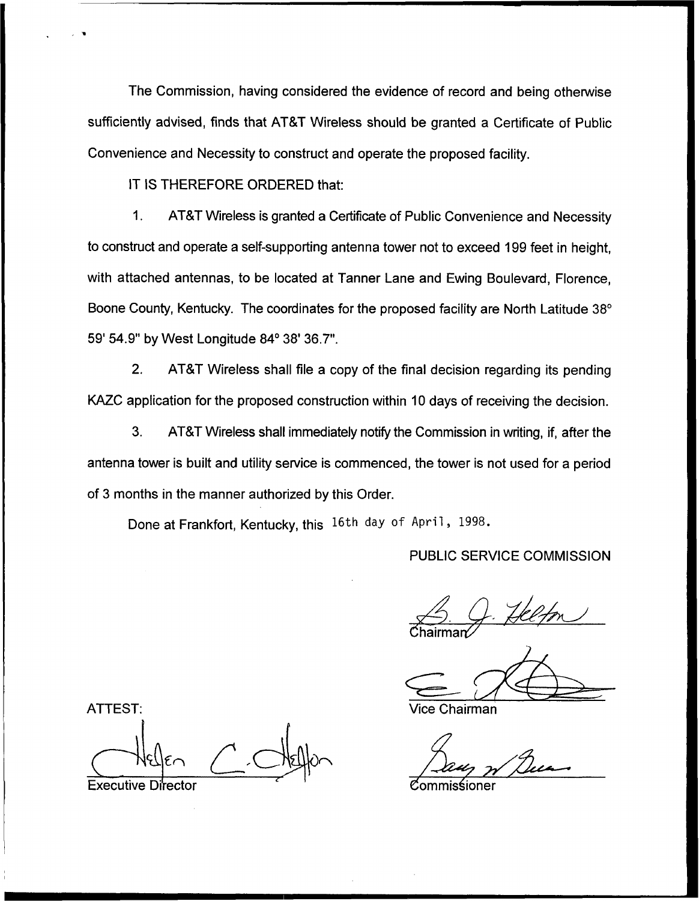The Commission, having considered the evidence of record and being otherwise sufficiently advised, finds that AT&T Wireless should be granted a Certificate of Public Convenience and Necessity to construct and operate the proposed facility.

IT IS THEREFORE ORDERED that:

1. AT&T Wireless is granted a Certificate of Public Convenience and Necessity to construct and operate a self-supporting antenna tower not to exceed 199 feet in height, with attached antennas, to be located at Tanner Lane and Ewing Boulevard, Florence, Boone County, Kentucky. The coordinates for the proposed facility are North Latitude 38° 59' 54.9" by West Longitude 84° 38' 36.7".

2. AT&T Wireless shall file a copy of the final decision regarding its pending KAZC application for the proposed construction within 10 days of receiving the decision.

3. AT&T Wireless shall immediately notify the Commission in writing, if, after the antenna tower is built and utility service is commenced, the tower is not used for a period of 3 months in the manner authorized by this Order.

Done at Frankfort, Kentucky, this 16th day of April, 1998.

PUBLIC SERVICE COMMISSION

Chairman

Vice Chairman

Commissioner

ATTEST:

Executive Director